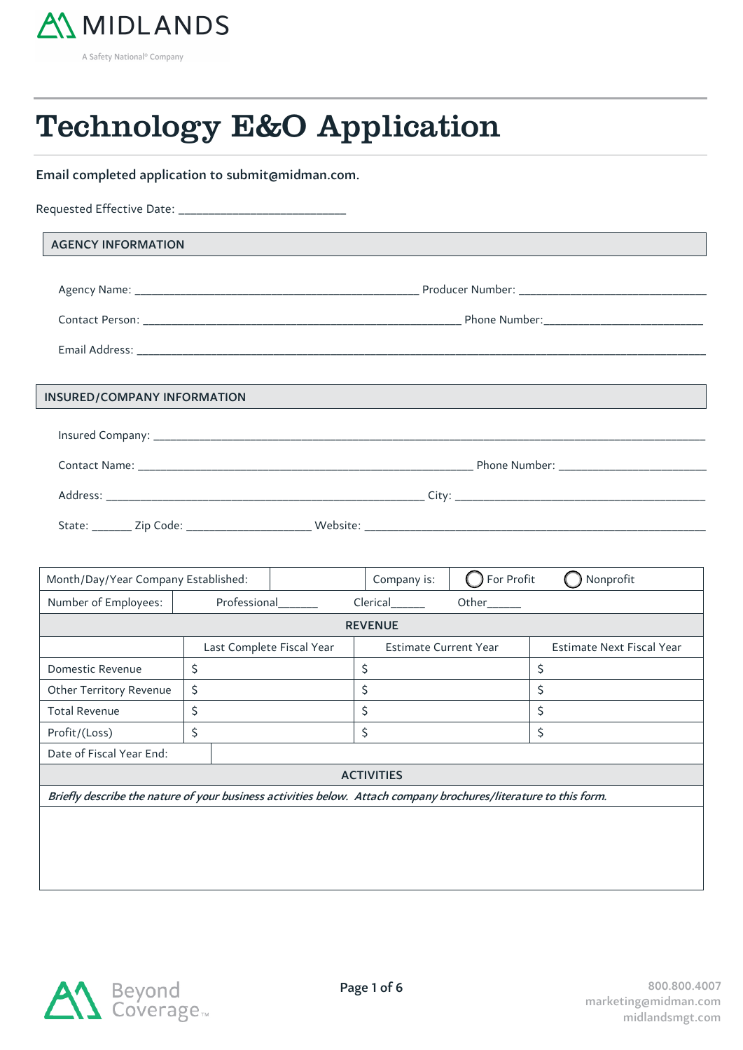MIDLANDS

A Safety National® Company

# Technology E&O Application

**Email completed application to submit@midman.com.**

Requested Effective Date: ___________________________

## AGENCY INFORMATION

Agency Name: ______________________________________________ Producer Number: ______________________________

Contact Person: ____________________________________________________ Phone Number:__________________________

Email Address: ___________________________________________________________________________________________

## INSURED/COMPANY INFORMATION

Insured Company: _________________________________________________________________________________________

Contact Name: ______________________________________________________ Phone Number: ________________________

Address: ___________________________________________________ City: ________________________________________

State: ______ Zip Code: ____________________ Website: _______________________________________________________

| Month/Day/Year Company Established: | | Company is: | ◯ For Profit | ◯ Nonprofit |
|---|---|---|---|---|
| Number of Employees: | Professional______ | Clerical_____ | Other_____ | |

| REVENUE | | | |
|---|---|---|---|
| | Last Complete Fiscal Year | Estimate Current Year | Estimate Next Fiscal Year |
| Domestic Revenue | $ | $ | $ |
| Other Territory Revenue | $ | $ | $ |
| Total Revenue | $ | $ | $ |
| Profit/(Loss) | $ | $ | $ |
| Date of Fiscal Year End: | | | |

## ACTIVITIES

*Briefly describe the nature of your business activities below. Attach company brochures/literature to this form.*

Beyond Coverage™

800.800.4007
marketing@midman.com
midlandsmgt.com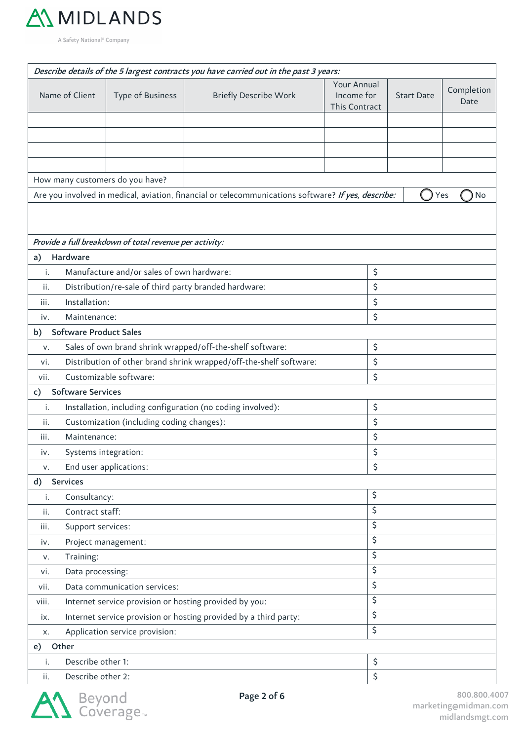*Describe details of the 5 largest contracts you have carried out in the past 3 years:*

| Name of Client | Type of Business | Briefly Describe Work | Your Annual Income for This Contract | Start Date | Completion Date |
|---|---|---|---|---|---|
| | | | | | |
| | | | | | |
| | | | | | |
| | | | | | |

How many customers do you have?

Are you involved in medical, aviation, financial or telecommunications software? *If yes, describe:* ◯ Yes ◯ No

*Provide a full breakdown of total revenue per activity:*

| | | |
|---|---|---|
| **a)** | **Hardware** | |
| i. | Manufacture and/or sales of own hardware: | $ |
| ii. | Distribution/re-sale of third party branded hardware: | $ |
| iii. | Installation: | $ |
| iv. | Maintenance: | $ |
| **b)** | **Software Product Sales** | |
| v. | Sales of own brand shrink wrapped/off-the-shelf software: | $ |
| vi. | Distribution of other brand shrink wrapped/off-the-shelf software: | $ |
| vii. | Customizable software: | $ |
| **c)** | **Software Services** | |
| i. | Installation, including configuration (no coding involved): | $ |
| ii. | Customization (including coding changes): | $ |
| iii. | Maintenance: | $ |
| iv. | Systems integration: | $ |
| v. | End user applications: | $ |
| **d)** | **Services** | |
| i. | Consultancy: | $ |
| ii. | Contract staff: | $ |
| iii. | Support services: | $ |
| iv. | Project management: | $ |
| v. | Training: | $ |
| vi. | Data processing: | $ |
| vii. | Data communication services: | $ |
| viii. | Internet service provision or hosting provided by you: | $ |
| ix. | Internet service provision or hosting provided by a third party: | $ |
| x. | Application service provision: | $ |
| **e)** | **Other** | |
| i. | Describe other 1: | $ |
| ii. | Describe other 2: | $ |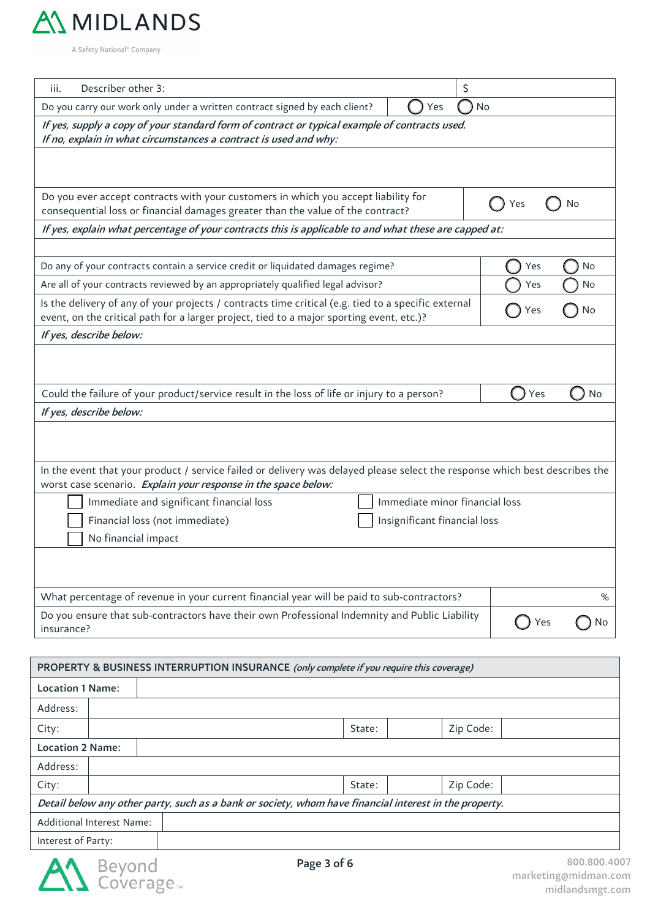| iii. Describer other 3: | $ |
|---|---|
| Do you carry our work only under a written contract signed by each client? | ◯ Yes ◯ No |

*If yes, supply a copy of your standard form of contract or typical example of contracts used.*
*If no, explain in what circumstances a contract is used and why:*

| | |
|---|---|
| Do you ever accept contracts with your customers in which you accept liability for consequential loss or financial damages greater than the value of the contract? | ◯ Yes ◯ No |

*If yes, explain what percentage of your contracts this is applicable to and what these are capped at:*

| | |
|---|---|
| Do any of your contracts contain a service credit or liquidated damages regime? | ◯ Yes ◯ No |
| Are all of your contracts reviewed by an appropriately qualified legal advisor? | ◯ Yes ◯ No |
| Is the delivery of any of your projects / contracts time critical (e.g. tied to a specific external event, on the critical path for a larger project, tied to a major sporting event, etc.)? | ◯ Yes ◯ No |

*If yes, describe below:*

| | |
|---|---|
| Could the failure of your product/service result in the loss of life or injury to a person? | ◯ Yes ◯ No |

*If yes, describe below:*

In the event that your product / service failed or delivery was delayed please select the response which best describes the worst case scenario. *Explain your response in the space below:*

- ☐ Immediate and significant financial loss
- ☐ Immediate minor financial loss
- ☐ Financial loss (not immediate)
- ☐ Insignificant financial loss
- ☐ No financial impact

| | |
|---|---|
| What percentage of revenue in your current financial year will be paid to sub-contractors? | % |
| Do you ensure that sub-contractors have their own Professional Indemnity and Public Liability insurance? | ◯ Yes ◯ No |

## PROPERTY & BUSINESS INTERRUPTION INSURANCE *(only complete if you require this coverage)*

| | | | | | |
|---|---|---|---|---|---|
| **Location 1 Name:** | | | | | |
| Address: | | | | | |
| City: | | State: | | Zip Code: | |
| **Location 2 Name:** | | | | | |
| Address: | | | | | |
| City: | | State: | | Zip Code: | |

*Detail below any other party, such as a bank or society, whom have financial interest in the property.*

| | |
|---|---|
| Additional Interest Name: | |
| Interest of Party: | |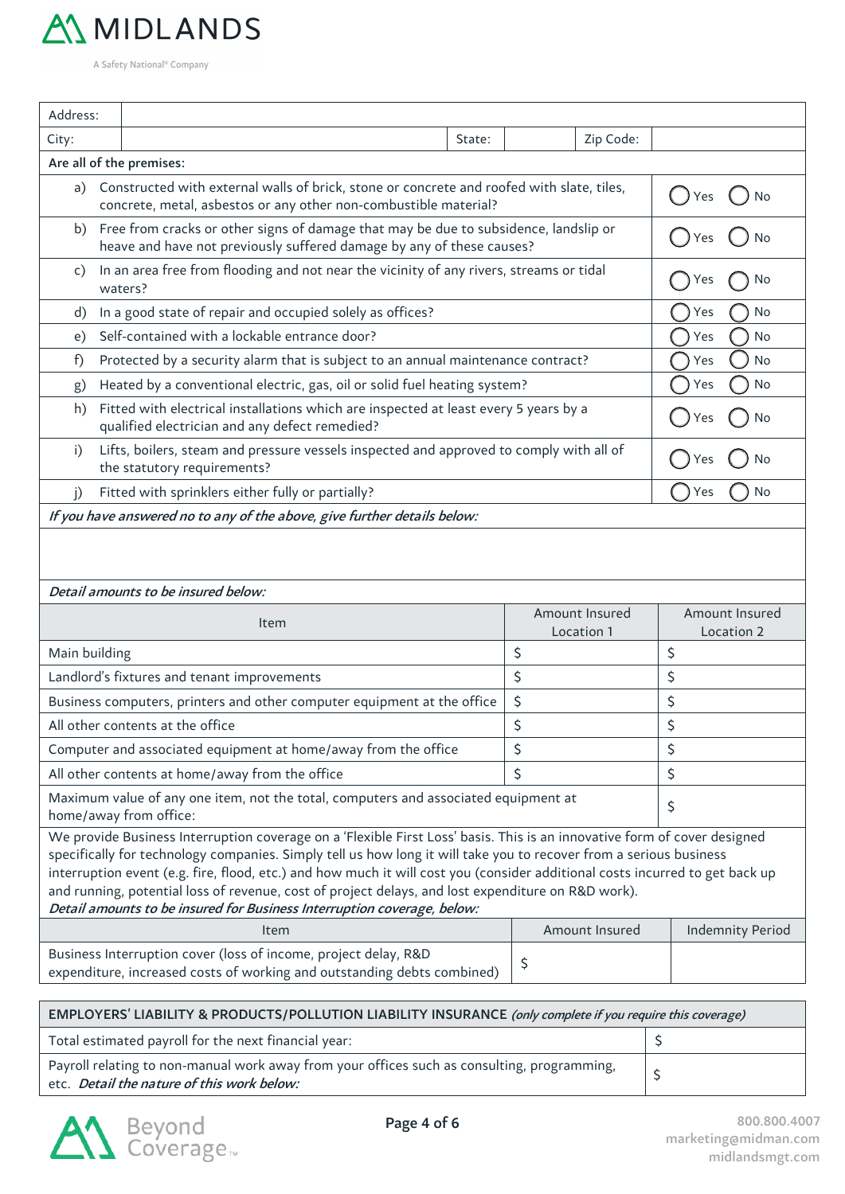MIDLANDS

A Safety National® Company

| Address: | | | | | |
|---|---|---|---|---|---|
| City: | | State: | | Zip Code: | |

**Are all of the premises:**

| | Question | Response |
|---|---|---|
| a) | Constructed with external walls of brick, stone or concrete and roofed with slate, tiles, concrete, metal, asbestos or any other non-combustible material? | ◯ Yes ◯ No |
| b) | Free from cracks or other signs of damage that may be due to subsidence, landslip or heave and have not previously suffered damage by any of these causes? | ◯ Yes ◯ No |
| c) | In an area free from flooding and not near the vicinity of any rivers, streams or tidal waters? | ◯ Yes ◯ No |
| d) | In a good state of repair and occupied solely as offices? | ◯ Yes ◯ No |
| e) | Self-contained with a lockable entrance door? | ◯ Yes ◯ No |
| f) | Protected by a security alarm that is subject to an annual maintenance contract? | ◯ Yes ◯ No |
| g) | Heated by a conventional electric, gas, oil or solid fuel heating system? | ◯ Yes ◯ No |
| h) | Fitted with electrical installations which are inspected at least every 5 years by a qualified electrician and any defect remedied? | ◯ Yes ◯ No |
| i) | Lifts, boilers, steam and pressure vessels inspected and approved to comply with all of the statutory requirements? | ◯ Yes ◯ No |
| j) | Fitted with sprinklers either fully or partially? | ◯ Yes ◯ No |

*If you have answered no to any of the above, give further details below:*

*Detail amounts to be insured below:*

| Item | Amount Insured Location 1 | Amount Insured Location 2 |
|---|---|---|
| Main building | $ | $ |
| Landlord's fixtures and tenant improvements | $ | $ |
| Business computers, printers and other computer equipment at the office | $ | $ |
| All other contents at the office | $ | $ |
| Computer and associated equipment at home/away from the office | $ | $ |
| All other contents at home/away from the office | $ | $ |
| Maximum value of any one item, not the total, computers and associated equipment at home/away from office: | | $ |

We provide Business Interruption coverage on a 'Flexible First Loss' basis. This is an innovative form of cover designed specifically for technology companies. Simply tell us how long it will take you to recover from a serious business interruption event (e.g. fire, flood, etc.) and how much it will cost you (consider additional costs incurred to get back up and running, potential loss of revenue, cost of project delays, and lost expenditure on R&D work).

*Detail amounts to be insured for Business Interruption coverage, below:*

| Item | Amount Insured | Indemnity Period |
|---|---|---|
| Business Interruption cover (loss of income, project delay, R&D expenditure, increased costs of working and outstanding debts combined) | $ | |

## EMPLOYERS' LIABILITY & PRODUCTS/POLLUTION LIABILITY INSURANCE *(only complete if you require this coverage)*

| | |
|---|---|
| Total estimated payroll for the next financial year: | $ |
| Payroll relating to non-manual work away from your offices such as consulting, programming, etc. *Detail the nature of this work below:* | $ |

Beyond Coverage™

800.800.4007
marketing@midman.com
midlandsmgt.com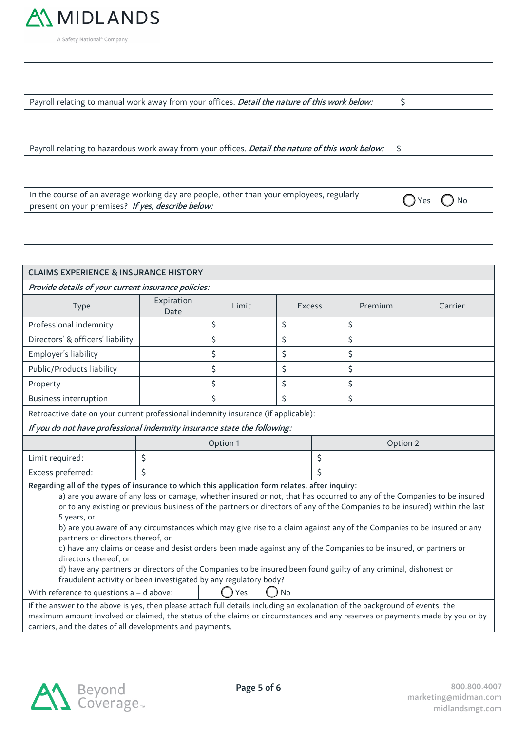| | |
|---|---|
| Payroll relating to manual work away from your offices. ***Detail the nature of this work below:*** | $ |
| | |
| Payroll relating to hazardous work away from your offices. ***Detail the nature of this work below:*** | $ |
| | |
| In the course of an average working day are people, other than your employees, regularly present on your premises? ***If yes, describe below:*** | ◯ Yes ◯ No |
| | |

## CLAIMS EXPERIENCE & INSURANCE HISTORY

***Provide details of your current insurance policies:***

| Type | Expiration Date | Limit | Excess | Premium | Carrier |
|---|---|---|---|---|---|
| Professional indemnity | | $ | $ | $ | |
| Directors' & officers' liability | | $ | $ | $ | |
| Employer's liability | | $ | $ | $ | |
| Public/Products liability | | $ | $ | $ | |
| Property | | $ | $ | $ | |
| Business interruption | | $ | $ | $ | |

Retroactive date on your current professional indemnity insurance (if applicable):

***If you do not have professional indemnity insurance state the following:***

| | Option 1 | Option 2 |
|---|---|---|
| Limit required: | $ | $ |
| Excess preferred: | $ | $ |

**Regarding all of the types of insurance to which this application form relates, after inquiry:**

a) are you aware of any loss or damage, whether insured or not, that has occurred to any of the Companies to be insured or to any existing or previous business of the partners or directors of any of the Companies to be insured) within the last 5 years, or

b) are you aware of any circumstances which may give rise to a claim against any of the Companies to be insured or any partners or directors thereof, or

c) have any claims or cease and desist orders been made against any of the Companies to be insured, or partners or directors thereof, or

d) have any partners or directors of the Companies to be insured been found guilty of any criminal, dishonest or fraudulent activity or been investigated by any regulatory body?

With reference to questions a – d above: ◯ Yes ◯ No

If the answer to the above is yes, then please attach full details including an explanation of the background of events, the maximum amount involved or claimed, the status of the claims or circumstances and any reserves or payments made by you or by carriers, and the dates of all developments and payments.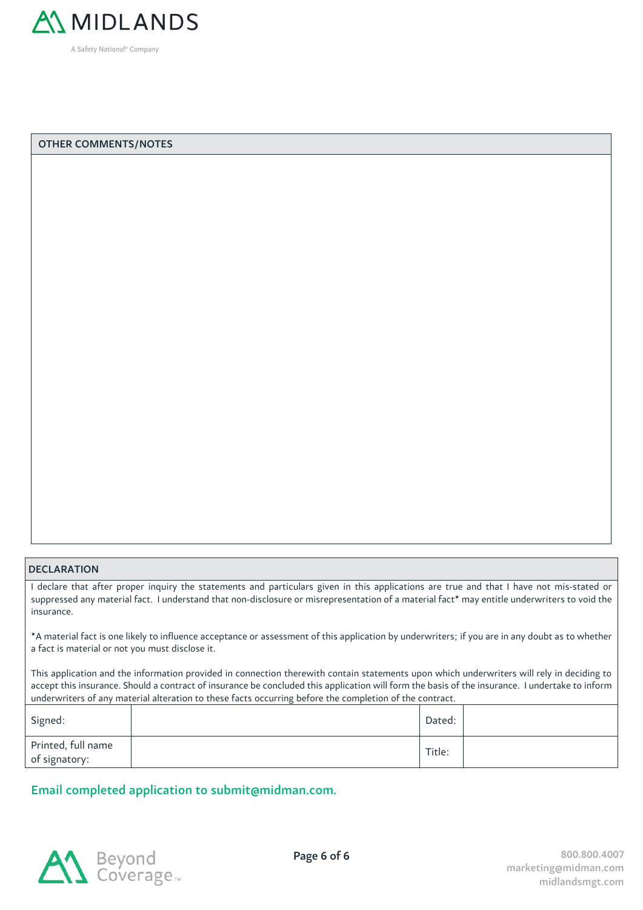## OTHER COMMENTS/NOTES

## DECLARATION

I declare that after proper inquiry the statements and particulars given in this applications are true and that I have not mis-stated or suppressed any material fact. I understand that non-disclosure or misrepresentation of a material fact* may entitle underwriters to void the insurance.

*A material fact is one likely to influence acceptance or assessment of this application by underwriters; if you are in any doubt as to whether a fact is material or not you must disclose it.

This application and the information provided in connection therewith contain statements upon which underwriters will rely in deciding to accept this insurance. Should a contract of insurance be concluded this application will form the basis of the insurance. I undertake to inform underwriters of any material alteration to these facts occurring before the completion of the contract.

| | | | |
|---|---|---|---|
| Signed: | | Dated: | |
| Printed, full name of signatory: | | Title: | |

**Email completed application to submit@midman.com.**